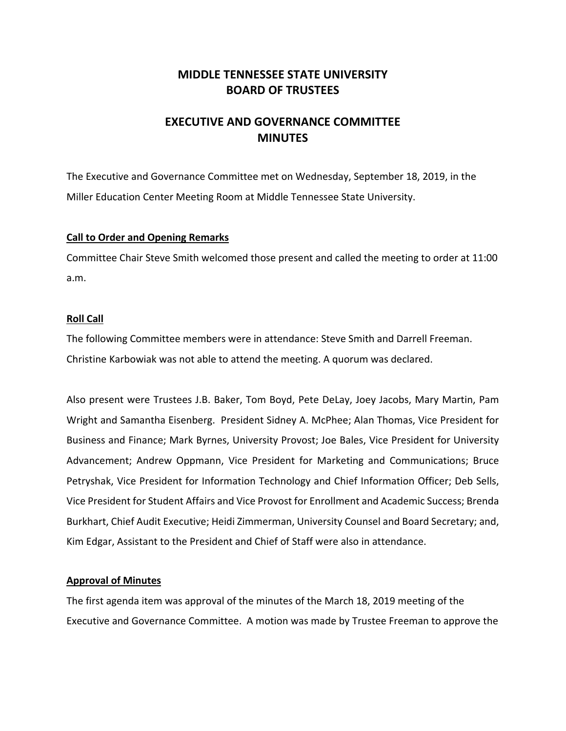# MIDDLE TENNESSEE STATE UNIVERSITY
# BOARD OF TRUSTEES

## EXECUTIVE AND GOVERNANCE COMMITTEE
## MINUTES

The Executive and Governance Committee met on Wednesday, September 18, 2019, in the Miller Education Center Meeting Room at Middle Tennessee State University.

**Call to Order and Opening Remarks**

Committee Chair Steve Smith welcomed those present and called the meeting to order at 11:00 a.m.

**Roll Call**

The following Committee members were in attendance: Steve Smith and Darrell Freeman. Christine Karbowiak was not able to attend the meeting. A quorum was declared.

Also present were Trustees J.B. Baker, Tom Boyd, Pete DeLay, Joey Jacobs, Mary Martin, Pam Wright and Samantha Eisenberg. President Sidney A. McPhee; Alan Thomas, Vice President for Business and Finance; Mark Byrnes, University Provost; Joe Bales, Vice President for University Advancement; Andrew Oppmann, Vice President for Marketing and Communications; Bruce Petryshak, Vice President for Information Technology and Chief Information Officer; Deb Sells, Vice President for Student Affairs and Vice Provost for Enrollment and Academic Success; Brenda Burkhart, Chief Audit Executive; Heidi Zimmerman, University Counsel and Board Secretary; and, Kim Edgar, Assistant to the President and Chief of Staff were also in attendance.

**Approval of Minutes**

The first agenda item was approval of the minutes of the March 18, 2019 meeting of the Executive and Governance Committee. A motion was made by Trustee Freeman to approve the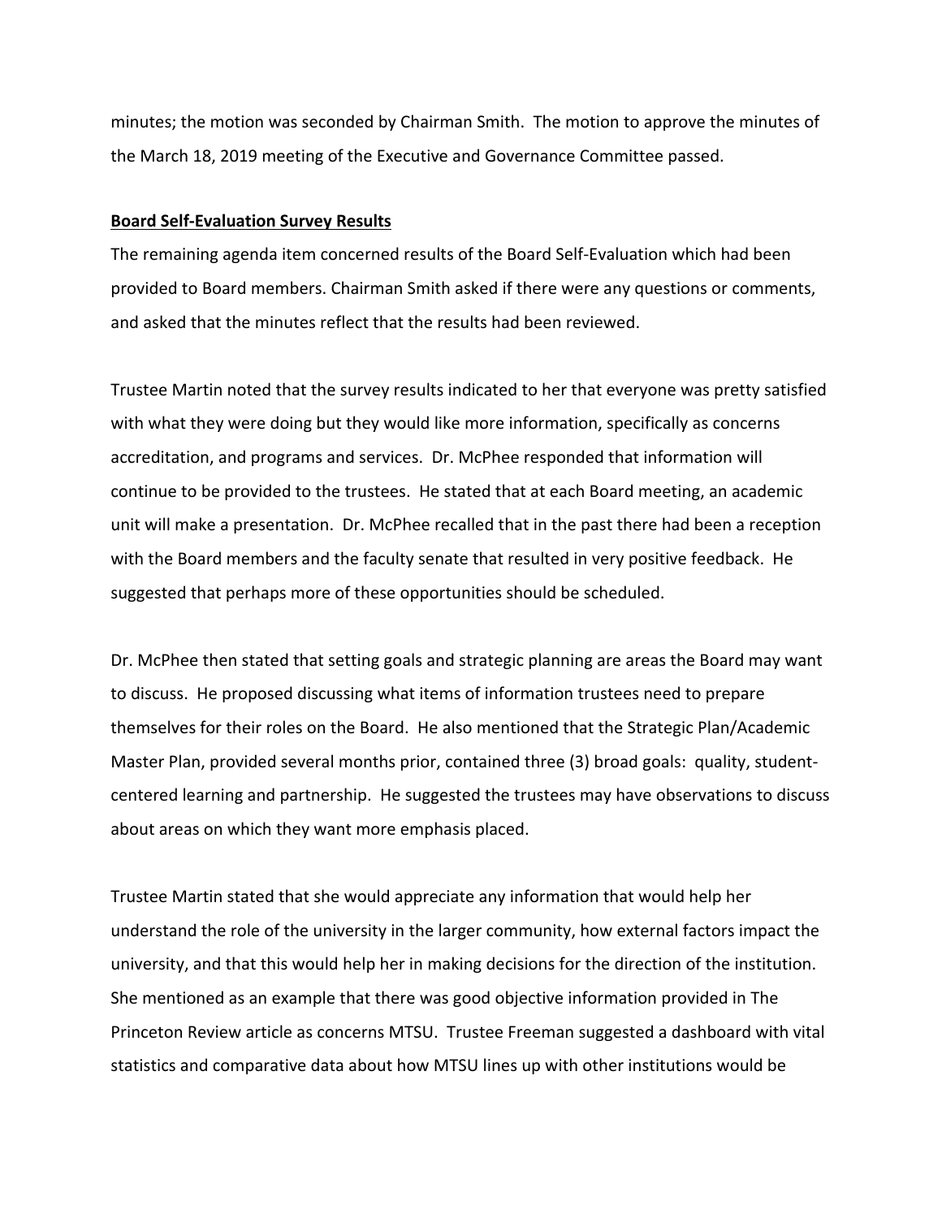minutes; the motion was seconded by Chairman Smith. The motion to approve the minutes of the March 18, 2019 meeting of the Executive and Governance Committee passed.

**Board Self-Evaluation Survey Results**

The remaining agenda item concerned results of the Board Self-Evaluation which had been provided to Board members. Chairman Smith asked if there were any questions or comments, and asked that the minutes reflect that the results had been reviewed.

Trustee Martin noted that the survey results indicated to her that everyone was pretty satisfied with what they were doing but they would like more information, specifically as concerns accreditation, and programs and services. Dr. McPhee responded that information will continue to be provided to the trustees. He stated that at each Board meeting, an academic unit will make a presentation. Dr. McPhee recalled that in the past there had been a reception with the Board members and the faculty senate that resulted in very positive feedback. He suggested that perhaps more of these opportunities should be scheduled.

Dr. McPhee then stated that setting goals and strategic planning are areas the Board may want to discuss. He proposed discussing what items of information trustees need to prepare themselves for their roles on the Board. He also mentioned that the Strategic Plan/Academic Master Plan, provided several months prior, contained three (3) broad goals: quality, student-centered learning and partnership. He suggested the trustees may have observations to discuss about areas on which they want more emphasis placed.

Trustee Martin stated that she would appreciate any information that would help her understand the role of the university in the larger community, how external factors impact the university, and that this would help her in making decisions for the direction of the institution. She mentioned as an example that there was good objective information provided in The Princeton Review article as concerns MTSU. Trustee Freeman suggested a dashboard with vital statistics and comparative data about how MTSU lines up with other institutions would be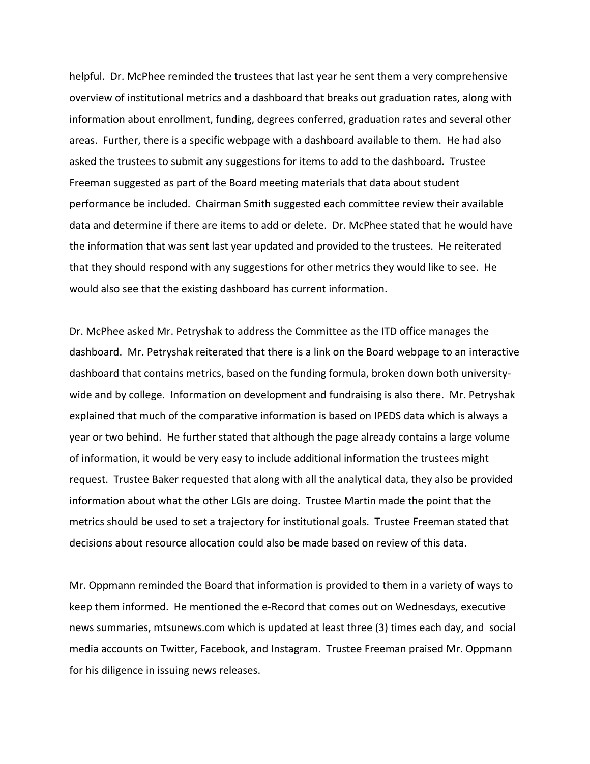helpful. Dr. McPhee reminded the trustees that last year he sent them a very comprehensive overview of institutional metrics and a dashboard that breaks out graduation rates, along with information about enrollment, funding, degrees conferred, graduation rates and several other areas. Further, there is a specific webpage with a dashboard available to them. He had also asked the trustees to submit any suggestions for items to add to the dashboard. Trustee Freeman suggested as part of the Board meeting materials that data about student performance be included. Chairman Smith suggested each committee review their available data and determine if there are items to add or delete. Dr. McPhee stated that he would have the information that was sent last year updated and provided to the trustees. He reiterated that they should respond with any suggestions for other metrics they would like to see. He would also see that the existing dashboard has current information.

Dr. McPhee asked Mr. Petryshak to address the Committee as the ITD office manages the dashboard. Mr. Petryshak reiterated that there is a link on the Board webpage to an interactive dashboard that contains metrics, based on the funding formula, broken down both university-wide and by college. Information on development and fundraising is also there. Mr. Petryshak explained that much of the comparative information is based on IPEDS data which is always a year or two behind. He further stated that although the page already contains a large volume of information, it would be very easy to include additional information the trustees might request. Trustee Baker requested that along with all the analytical data, they also be provided information about what the other LGIs are doing. Trustee Martin made the point that the metrics should be used to set a trajectory for institutional goals. Trustee Freeman stated that decisions about resource allocation could also be made based on review of this data.

Mr. Oppmann reminded the Board that information is provided to them in a variety of ways to keep them informed. He mentioned the e-Record that comes out on Wednesdays, executive news summaries, mtsunews.com which is updated at least three (3) times each day, and social media accounts on Twitter, Facebook, and Instagram. Trustee Freeman praised Mr. Oppmann for his diligence in issuing news releases.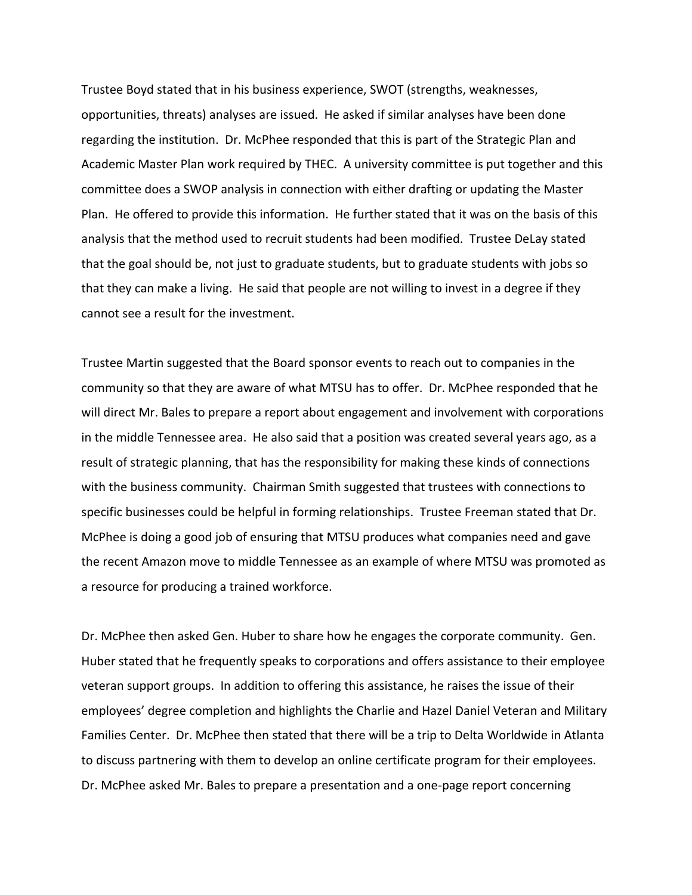Trustee Boyd stated that in his business experience, SWOT (strengths, weaknesses, opportunities, threats) analyses are issued. He asked if similar analyses have been done regarding the institution. Dr. McPhee responded that this is part of the Strategic Plan and Academic Master Plan work required by THEC. A university committee is put together and this committee does a SWOP analysis in connection with either drafting or updating the Master Plan. He offered to provide this information. He further stated that it was on the basis of this analysis that the method used to recruit students had been modified. Trustee DeLay stated that the goal should be, not just to graduate students, but to graduate students with jobs so that they can make a living. He said that people are not willing to invest in a degree if they cannot see a result for the investment.

Trustee Martin suggested that the Board sponsor events to reach out to companies in the community so that they are aware of what MTSU has to offer. Dr. McPhee responded that he will direct Mr. Bales to prepare a report about engagement and involvement with corporations in the middle Tennessee area. He also said that a position was created several years ago, as a result of strategic planning, that has the responsibility for making these kinds of connections with the business community. Chairman Smith suggested that trustees with connections to specific businesses could be helpful in forming relationships. Trustee Freeman stated that Dr. McPhee is doing a good job of ensuring that MTSU produces what companies need and gave the recent Amazon move to middle Tennessee as an example of where MTSU was promoted as a resource for producing a trained workforce.

Dr. McPhee then asked Gen. Huber to share how he engages the corporate community. Gen. Huber stated that he frequently speaks to corporations and offers assistance to their employee veteran support groups. In addition to offering this assistance, he raises the issue of their employees' degree completion and highlights the Charlie and Hazel Daniel Veteran and Military Families Center. Dr. McPhee then stated that there will be a trip to Delta Worldwide in Atlanta to discuss partnering with them to develop an online certificate program for their employees. Dr. McPhee asked Mr. Bales to prepare a presentation and a one-page report concerning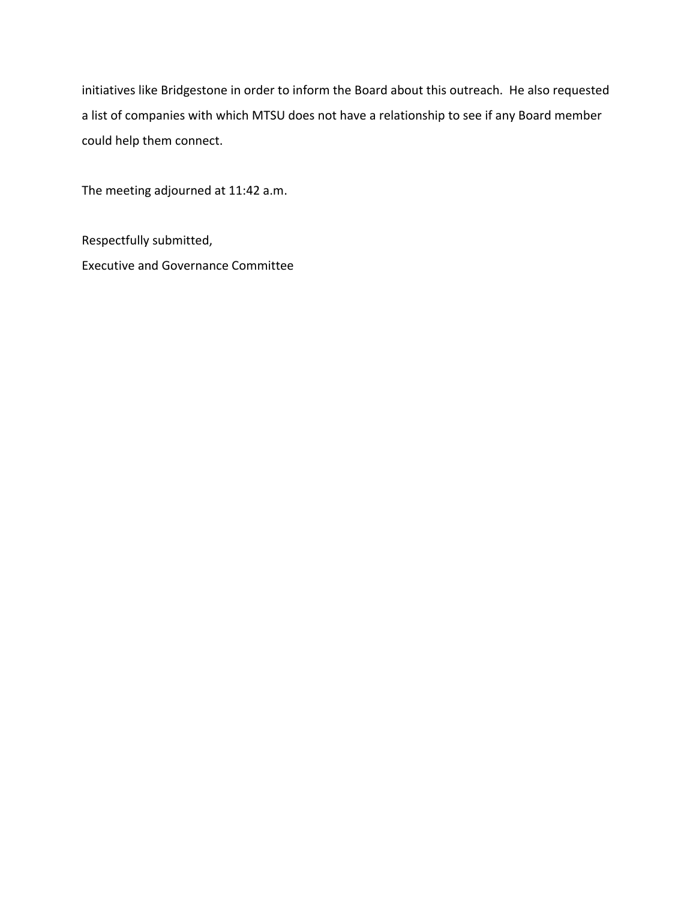initiatives like Bridgestone in order to inform the Board about this outreach. He also requested a list of companies with which MTSU does not have a relationship to see if any Board member could help them connect.

The meeting adjourned at 11:42 a.m.

Respectfully submitted,
Executive and Governance Committee